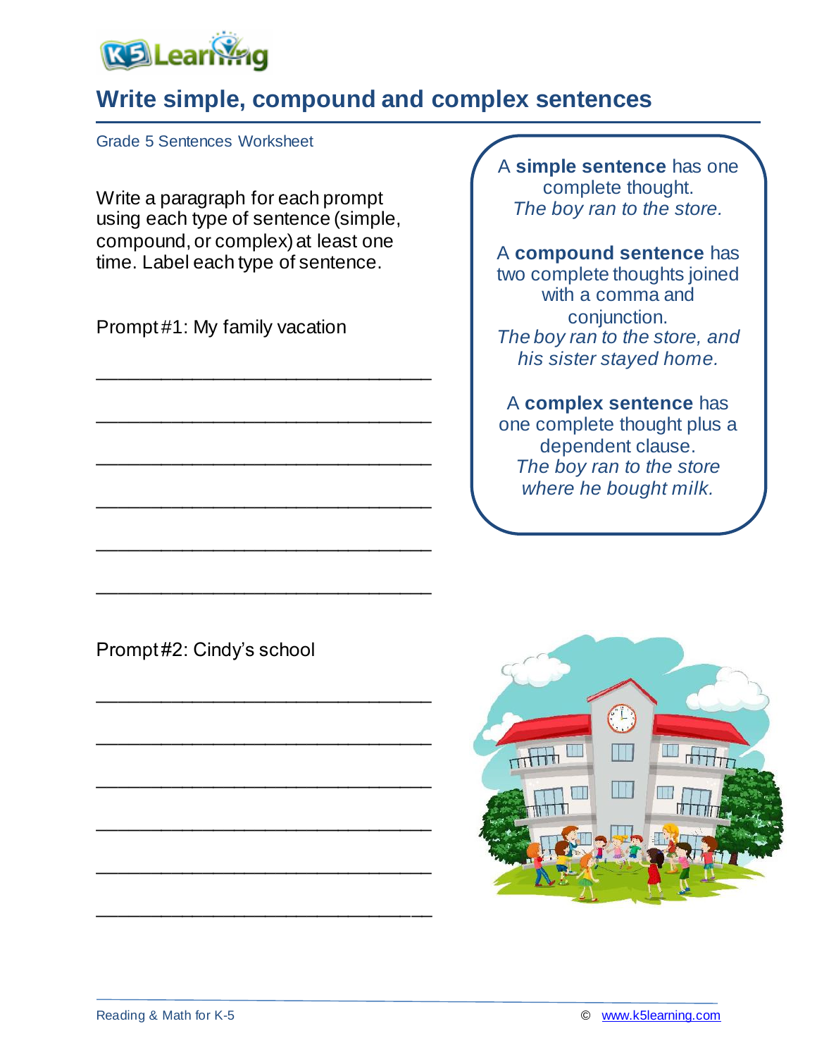# Write simple, compound and complex sentences

Grade 5 Sentences Worksheet

Write a paragraph for each prompt using each type of sentence (simple, compound, or complex) at least one time. Label each type of sentence.

A **simple sentence** has one complete thought.
*The boy ran to the store.*

A **compound sentence** has two complete thoughts joined with a comma and conjunction.
*The boy ran to the store, and his sister stayed home.*

A **complex sentence** has one complete thought plus a dependent clause.
*The boy ran to the store where he bought milk.*

Prompt #1: My family vacation

\_\_\_\_\_\_\_\_\_\_\_\_\_\_\_\_\_\_\_\_\_\_\_\_\_\_\_\_\_\_\_\_\_\_\_\_\_\_\_\_

\_\_\_\_\_\_\_\_\_\_\_\_\_\_\_\_\_\_\_\_\_\_\_\_\_\_\_\_\_\_\_\_\_\_\_\_\_\_\_\_

\_\_\_\_\_\_\_\_\_\_\_\_\_\_\_\_\_\_\_\_\_\_\_\_\_\_\_\_\_\_\_\_\_\_\_\_\_\_\_\_

\_\_\_\_\_\_\_\_\_\_\_\_\_\_\_\_\_\_\_\_\_\_\_\_\_\_\_\_\_\_\_\_\_\_\_\_\_\_\_\_

\_\_\_\_\_\_\_\_\_\_\_\_\_\_\_\_\_\_\_\_\_\_\_\_\_\_\_\_\_\_\_\_\_\_\_\_\_\_\_\_

\_\_\_\_\_\_\_\_\_\_\_\_\_\_\_\_\_\_\_\_\_\_\_\_\_\_\_\_\_\_\_\_\_\_\_\_\_\_\_\_

Prompt #2: Cindy's school

\_\_\_\_\_\_\_\_\_\_\_\_\_\_\_\_\_\_\_\_\_\_\_\_\_\_\_\_\_\_\_\_\_\_\_\_\_\_\_\_

\_\_\_\_\_\_\_\_\_\_\_\_\_\_\_\_\_\_\_\_\_\_\_\_\_\_\_\_\_\_\_\_\_\_\_\_\_\_\_\_

\_\_\_\_\_\_\_\_\_\_\_\_\_\_\_\_\_\_\_\_\_\_\_\_\_\_\_\_\_\_\_\_\_\_\_\_\_\_\_\_

\_\_\_\_\_\_\_\_\_\_\_\_\_\_\_\_\_\_\_\_\_\_\_\_\_\_\_\_\_\_\_\_\_\_\_\_\_\_\_\_

\_\_\_\_\_\_\_\_\_\_\_\_\_\_\_\_\_\_\_\_\_\_\_\_\_\_\_\_\_\_\_\_\_\_\_\_\_\_\_\_

\_\_\_\_\_\_\_\_\_\_\_\_\_\_\_\_\_\_\_\_\_\_\_\_\_\_\_\_\_\_\_\_\_\_\_\_\_\_\_\_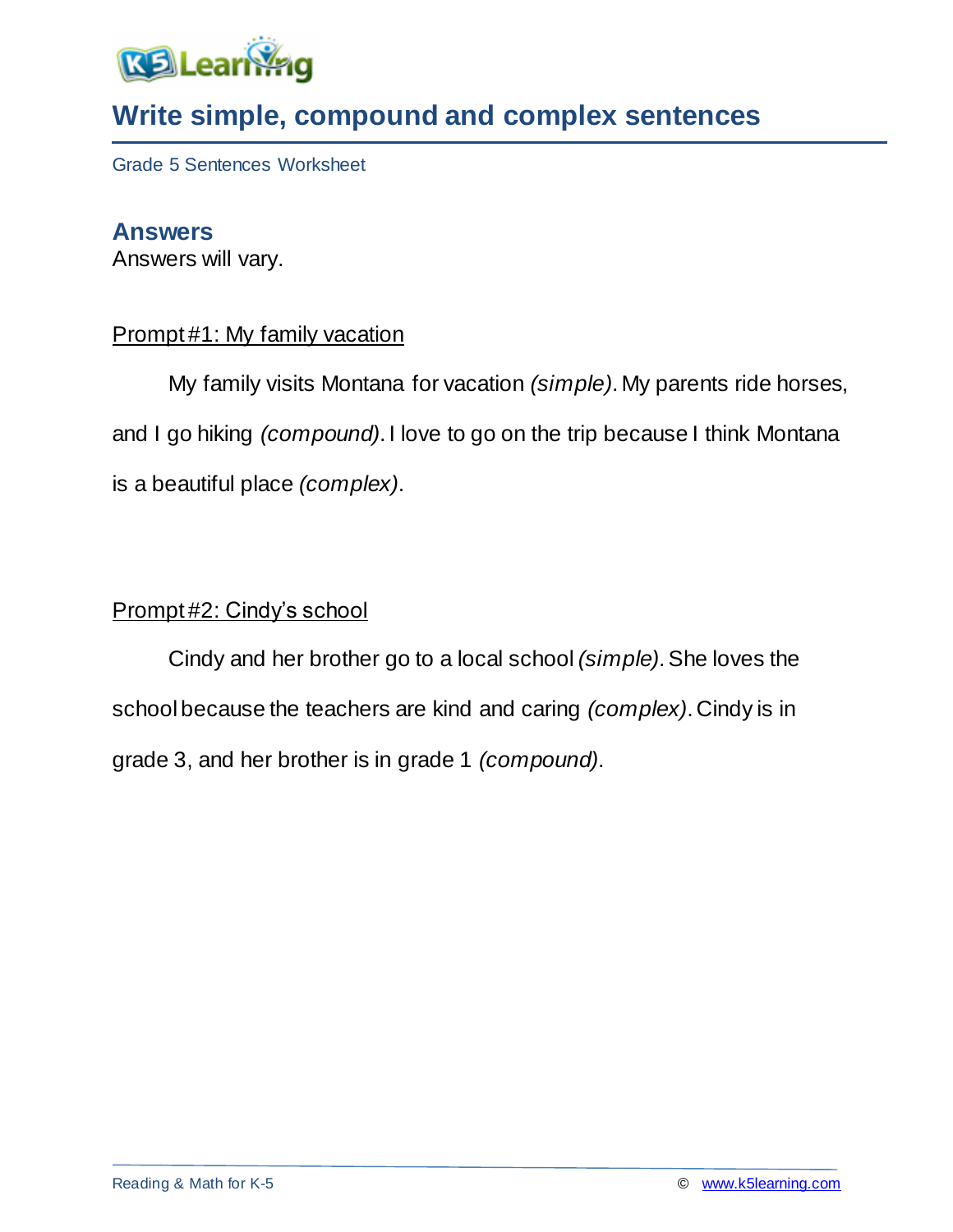# Write simple, compound and complex sentences

Grade 5 Sentences Worksheet

## Answers

Answers will vary.

Prompt #1: My family vacation

My family visits Montana for vacation *(simple)*. My parents ride horses, and I go hiking *(compound)*. I love to go on the trip because I think Montana is a beautiful place *(complex)*.

Prompt #2: Cindy's school

Cindy and her brother go to a local school *(simple)*. She loves the school because the teachers are kind and caring *(complex)*. Cindy is in grade 3, and her brother is in grade 1 *(compound)*.